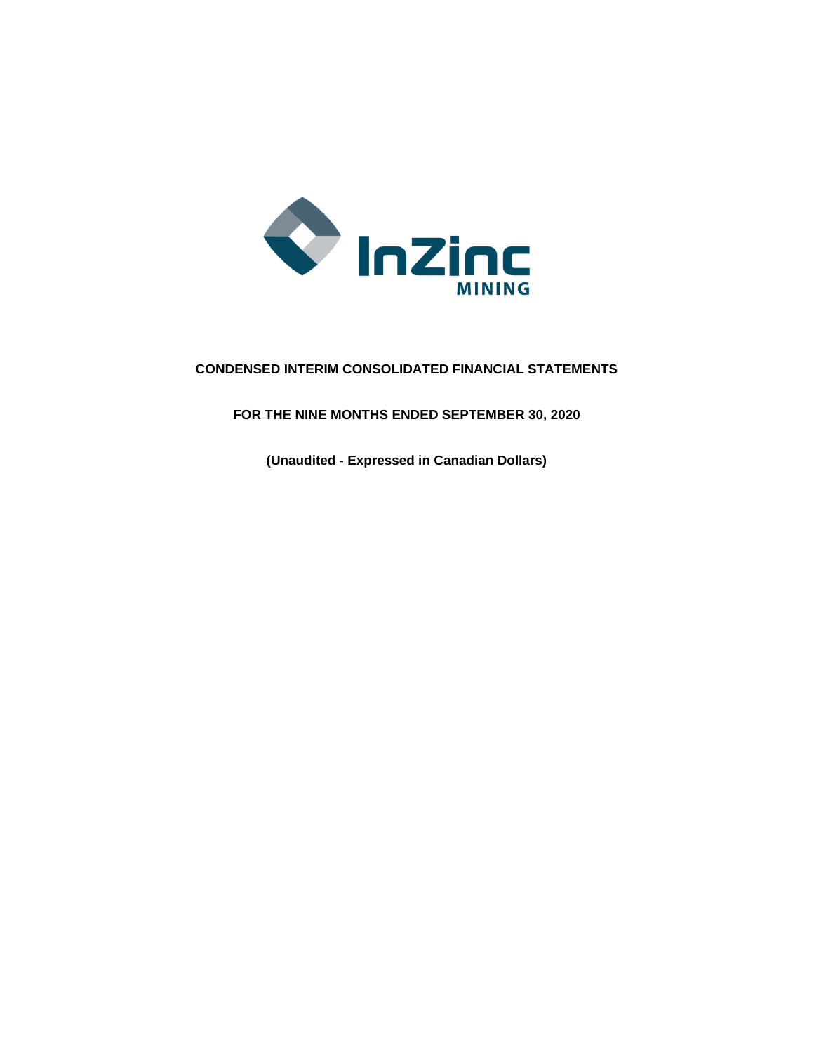InZinc MINING

# CONDENSED INTERIM CONSOLIDATED FINANCIAL STATEMENTS

## FOR THE NINE MONTHS ENDED SEPTEMBER 30, 2020

**(Unaudited - Expressed in Canadian Dollars)**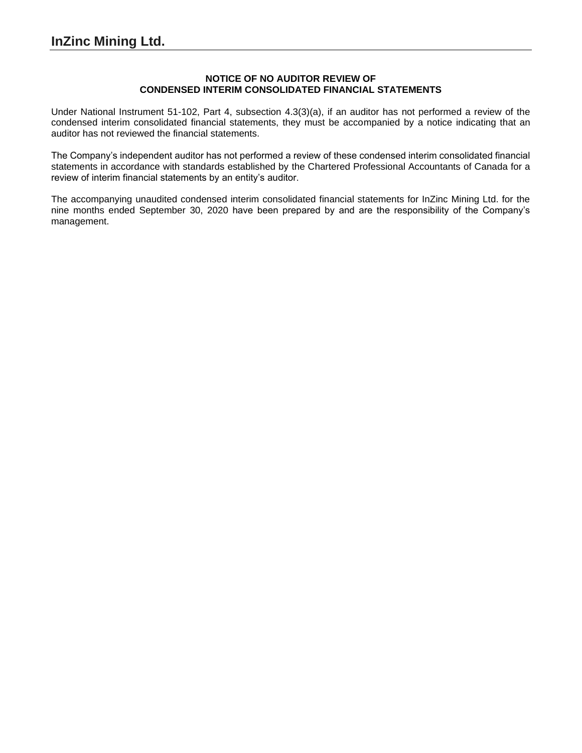# InZinc Mining Ltd.

**NOTICE OF NO AUDITOR REVIEW OF
CONDENSED INTERIM CONSOLIDATED FINANCIAL STATEMENTS**

Under National Instrument 51-102, Part 4, subsection 4.3(3)(a), if an auditor has not performed a review of the condensed interim consolidated financial statements, they must be accompanied by a notice indicating that an auditor has not reviewed the financial statements.

The Company's independent auditor has not performed a review of these condensed interim consolidated financial statements in accordance with standards established by the Chartered Professional Accountants of Canada for a review of interim financial statements by an entity's auditor.

The accompanying unaudited condensed interim consolidated financial statements for InZinc Mining Ltd. for the nine months ended September 30, 2020 have been prepared by and are the responsibility of the Company's management.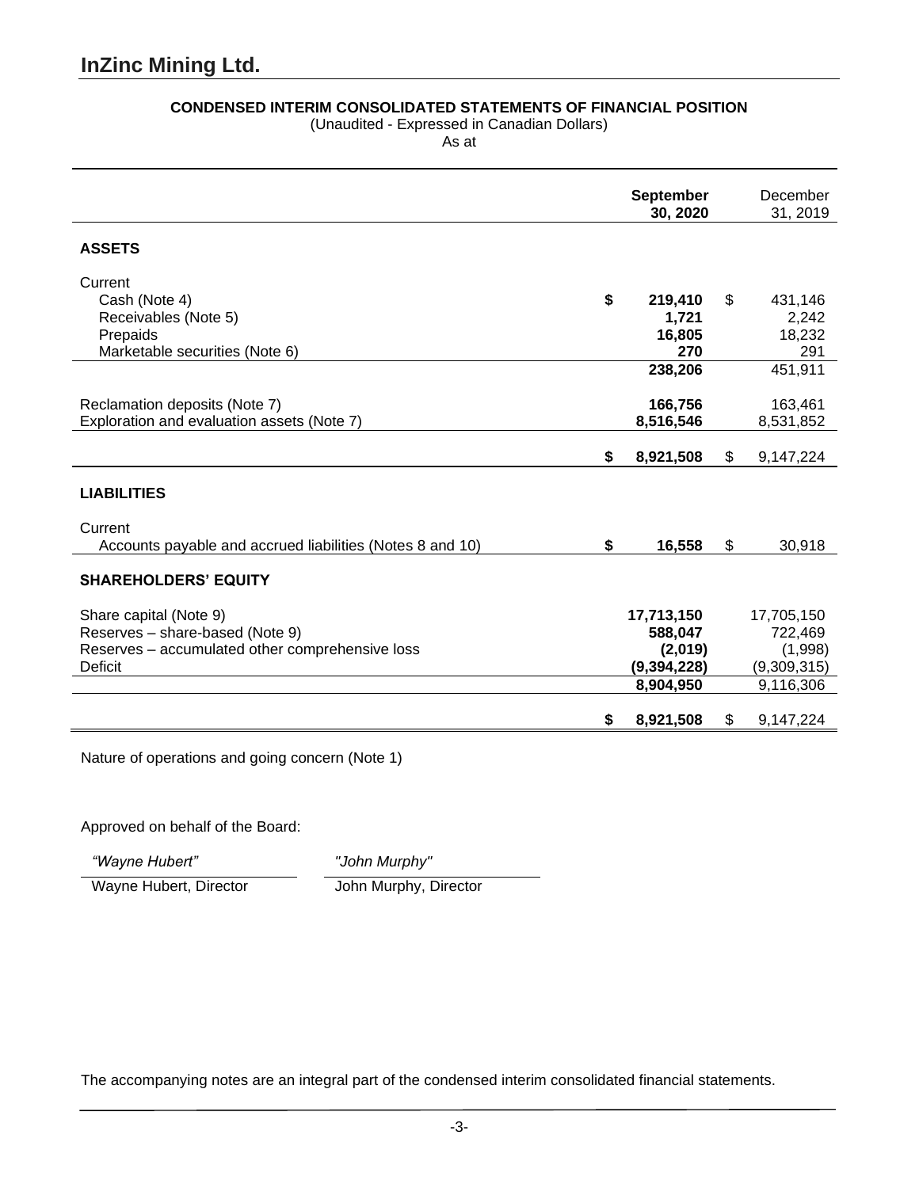# InZinc Mining Ltd.

**CONDENSED INTERIM CONSOLIDATED STATEMENTS OF FINANCIAL POSITION**
(Unaudited - Expressed in Canadian Dollars)
As at

| | **September 30, 2020** | December 31, 2019 |
|---|---|---|
| **ASSETS** | | |
| Current | | |
| Cash (Note 4) | **$ 219,410** | $ 431,146 |
| Receivables (Note 5) | **1,721** | 2,242 |
| Prepaids | **16,805** | 18,232 |
| Marketable securities (Note 6) | **270** | 291 |
| | **238,206** | 451,911 |
| Reclamation deposits (Note 7) | **166,756** | 163,461 |
| Exploration and evaluation assets (Note 7) | **8,516,546** | 8,531,852 |
| | **$ 8,921,508** | $ 9,147,224 |
| **LIABILITIES** | | |
| Current | | |
| Accounts payable and accrued liabilities (Notes 8 and 10) | **$ 16,558** | $ 30,918 |
| **SHAREHOLDERS' EQUITY** | | |
| Share capital (Note 9) | **17,713,150** | 17,705,150 |
| Reserves – share-based (Note 9) | **588,047** | 722,469 |
| Reserves – accumulated other comprehensive loss | **(2,019)** | (1,998) |
| Deficit | **(9,394,228)** | (9,309,315) |
| | **8,904,950** | 9,116,306 |
| | **$ 8,921,508** | $ 9,147,224 |

Nature of operations and going concern (Note 1)

Approved on behalf of the Board:

| *"Wayne Hubert"* | *"John Murphy"* |
|---|---|
| Wayne Hubert, Director | John Murphy, Director |

The accompanying notes are an integral part of the condensed interim consolidated financial statements.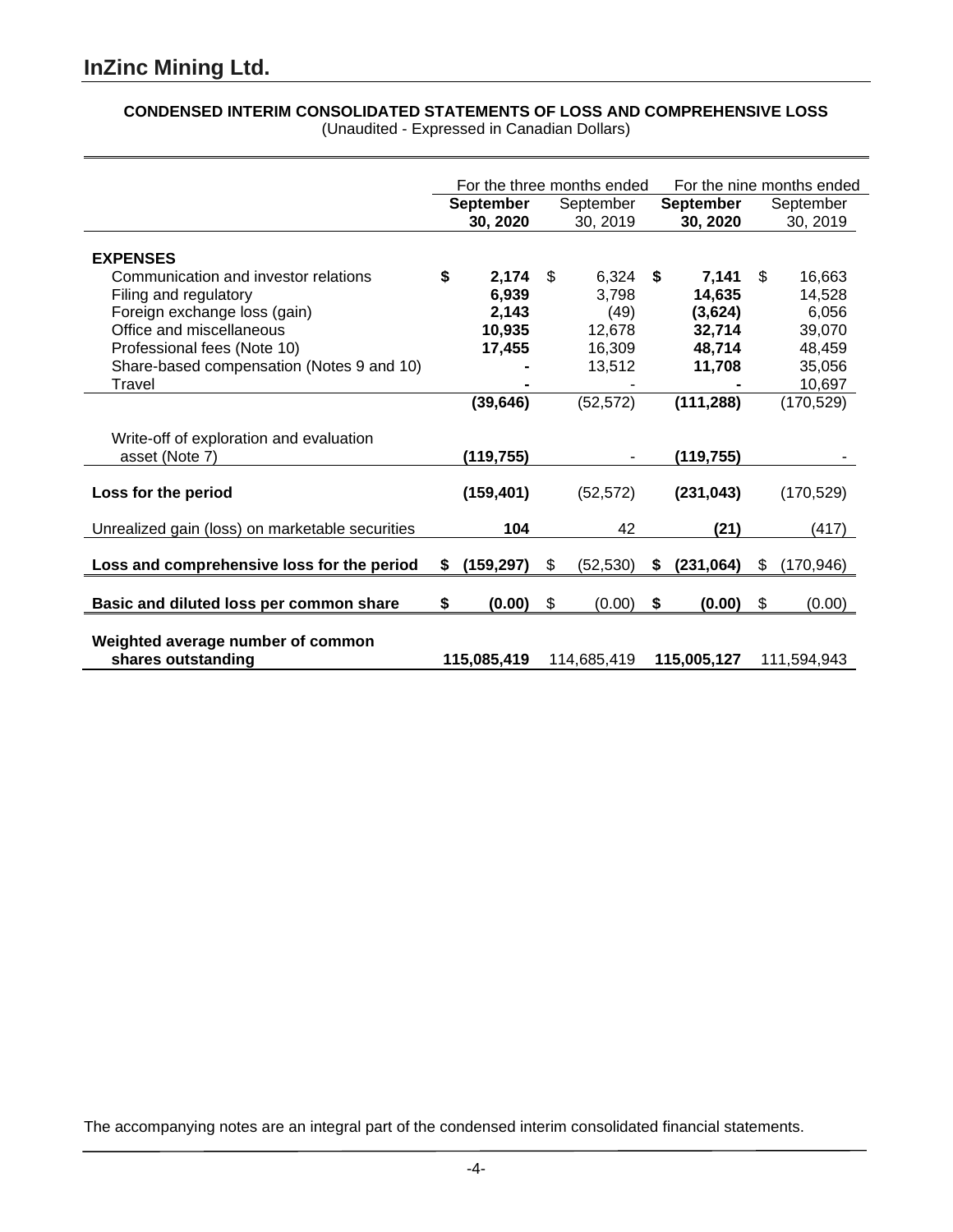# InZinc Mining Ltd.

**CONDENSED INTERIM CONSOLIDATED STATEMENTS OF LOSS AND COMPREHENSIVE LOSS**
(Unaudited - Expressed in Canadian Dollars)

| | For the three months ended | | For the nine months ended | |
|---|---|---|---|---|
| | **September 30, 2020** | September 30, 2019 | **September 30, 2020** | September 30, 2019 |
| **EXPENSES** | | | | |
| Communication and investor relations | **$ 2,174** | $ 6,324 | **$ 7,141** | $ 16,663 |
| Filing and regulatory | **6,939** | 3,798 | **14,635** | 14,528 |
| Foreign exchange loss (gain) | **2,143** | (49) | **(3,624)** | 6,056 |
| Office and miscellaneous | **10,935** | 12,678 | **32,714** | 39,070 |
| Professional fees (Note 10) | **17,455** | 16,309 | **48,714** | 48,459 |
| Share-based compensation (Notes 9 and 10) | **-** | 13,512 | **11,708** | 35,056 |
| Travel | **-** | - | **-** | 10,697 |
| | **(39,646)** | (52,572) | **(111,288)** | (170,529) |
| Write-off of exploration and evaluation asset (Note 7) | **(119,755)** | - | **(119,755)** | - |
| **Loss for the period** | **(159,401)** | (52,572) | **(231,043)** | (170,529) |
| Unrealized gain (loss) on marketable securities | **104** | 42 | **(21)** | (417) |
| **Loss and comprehensive loss for the period** | **$ (159,297)** | $ (52,530) | **$ (231,064)** | $ (170,946) |
| **Basic and diluted loss per common share** | **$ (0.00)** | $ (0.00) | **$ (0.00)** | $ (0.00) |
| **Weighted average number of common shares outstanding** | **115,085,419** | 114,685,419 | **115,005,127** | 111,594,943 |

The accompanying notes are an integral part of the condensed interim consolidated financial statements.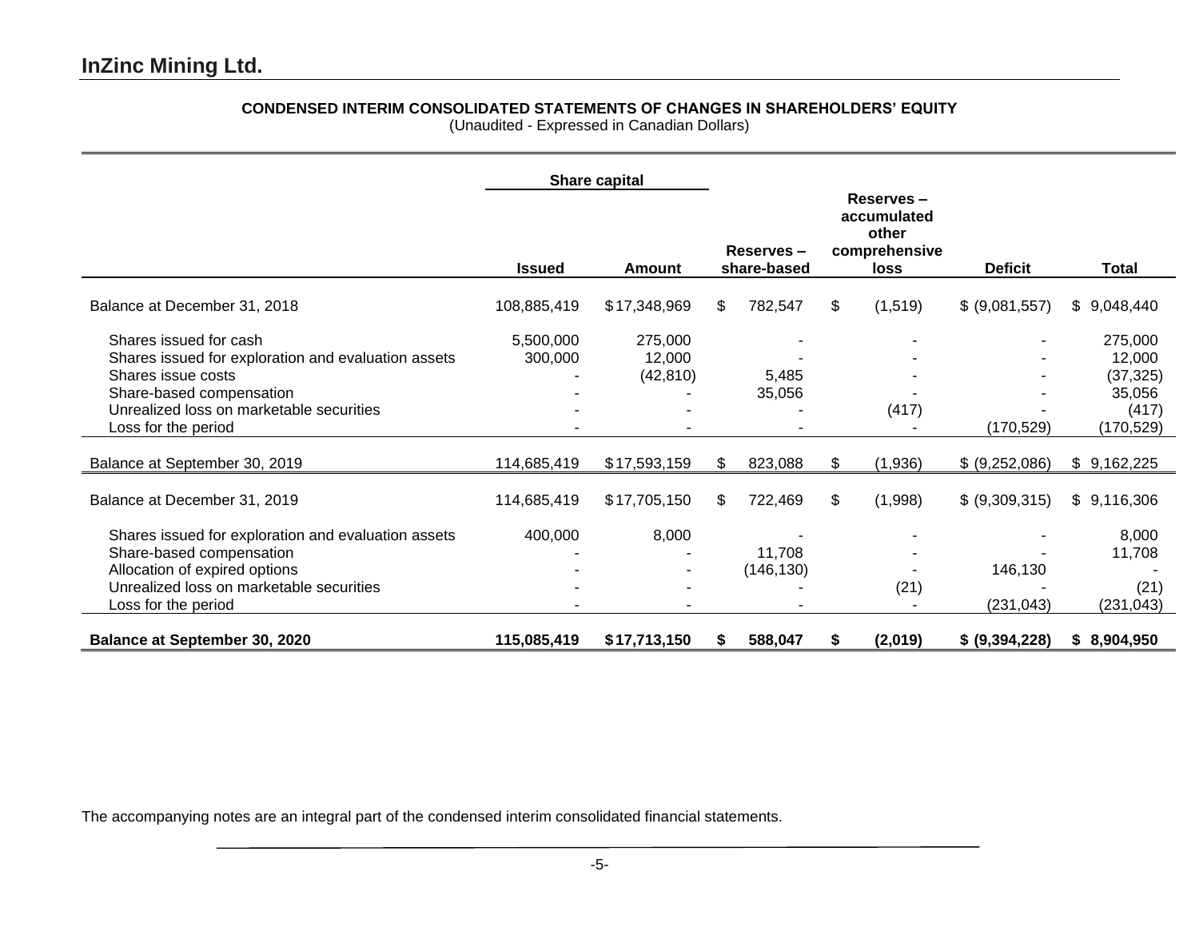# InZinc Mining Ltd.

**CONDENSED INTERIM CONSOLIDATED STATEMENTS OF CHANGES IN SHAREHOLDERS' EQUITY**
(Unaudited - Expressed in Canadian Dollars)

| | Share capital | | | | | |
|---|---|---|---|---|---|---|
| | **Issued** | **Amount** | **Reserves – share-based** | **Reserves – accumulated other comprehensive loss** | **Deficit** | **Total** |
| Balance at December 31, 2018 | 108,885,419 | $ 17,348,969 | $ 782,547 | $ (1,519) | $ (9,081,557) | $ 9,048,440 |
| Shares issued for cash | 5,500,000 | 275,000 | - | - | - | 275,000 |
| Shares issued for exploration and evaluation assets | 300,000 | 12,000 | - | - | - | 12,000 |
| Shares issue costs | - | (42,810) | 5,485 | - | - | (37,325) |
| Share-based compensation | - | - | 35,056 | - | - | 35,056 |
| Unrealized loss on marketable securities | - | - | - | (417) | - | (417) |
| Loss for the period | - | - | - | - | (170,529) | (170,529) |
| Balance at September 30, 2019 | 114,685,419 | $ 17,593,159 | $ 823,088 | $ (1,936) | $ (9,252,086) | $ 9,162,225 |
| Balance at December 31, 2019 | 114,685,419 | $ 17,705,150 | $ 722,469 | $ (1,998) | $ (9,309,315) | $ 9,116,306 |
| Shares issued for exploration and evaluation assets | 400,000 | 8,000 | - | - | - | 8,000 |
| Share-based compensation | - | - | 11,708 | - | - | 11,708 |
| Allocation of expired options | - | - | (146,130) | - | 146,130 | - |
| Unrealized loss on marketable securities | - | - | - | (21) | - | (21) |
| Loss for the period | - | - | - | - | (231,043) | (231,043) |
| **Balance at September 30, 2020** | **115,085,419** | **$ 17,713,150** | **$ 588,047** | **$ (2,019)** | **$ (9,394,228)** | **$ 8,904,950** |

The accompanying notes are an integral part of the condensed interim consolidated financial statements.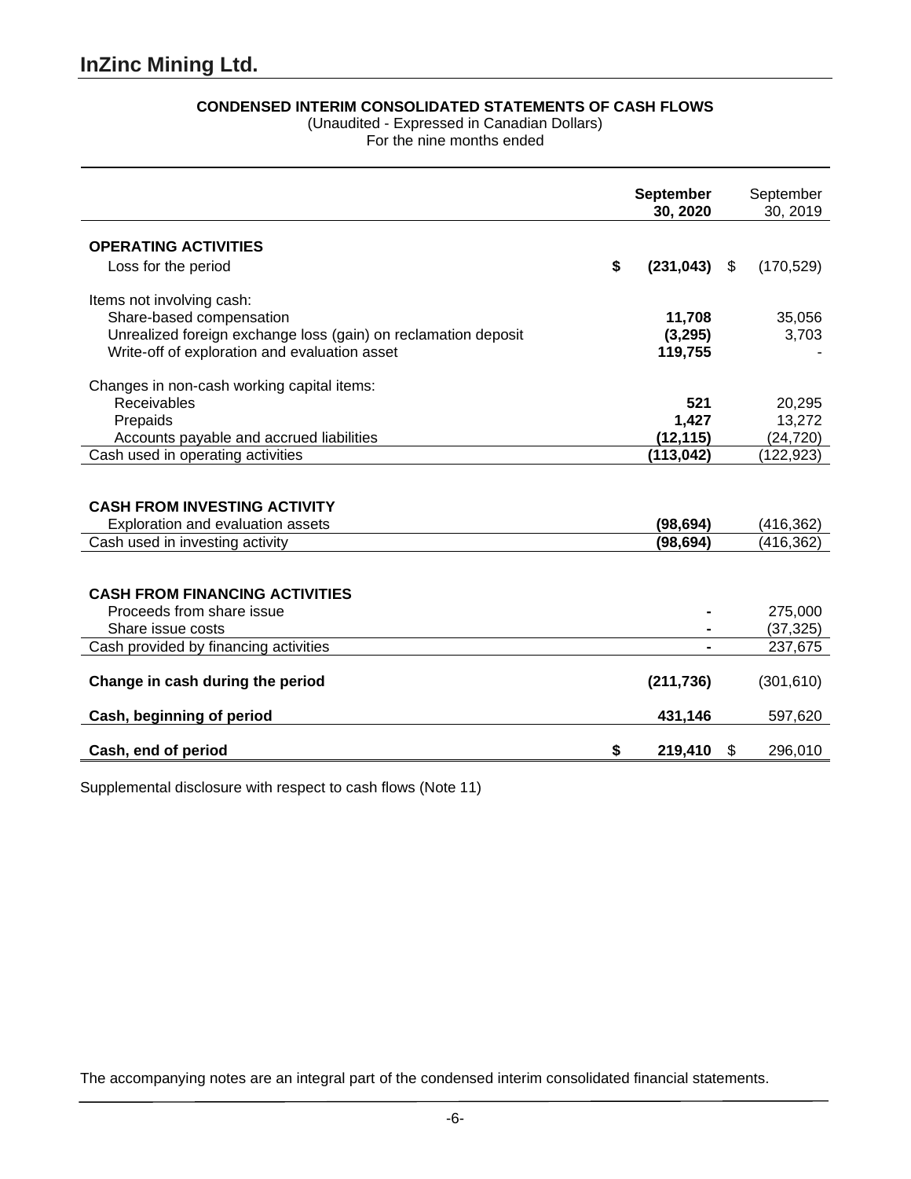# InZinc Mining Ltd.

**CONDENSED INTERIM CONSOLIDATED STATEMENTS OF CASH FLOWS**
(Unaudited - Expressed in Canadian Dollars)
For the nine months ended

| | **September 30, 2020** | September 30, 2019 |
|---|---|---|
| **OPERATING ACTIVITIES** | | |
| Loss for the period | **$ (231,043)** | $ (170,529) |
| Items not involving cash: | | |
| Share-based compensation | **11,708** | 35,056 |
| Unrealized foreign exchange loss (gain) on reclamation deposit | **(3,295)** | 3,703 |
| Write-off of exploration and evaluation asset | **119,755** | - |
| Changes in non-cash working capital items: | | |
| Receivables | **521** | 20,295 |
| Prepaids | **1,427** | 13,272 |
| Accounts payable and accrued liabilities | **(12,115)** | (24,720) |
| Cash used in operating activities | **(113,042)** | (122,923) |
| **CASH FROM INVESTING ACTIVITY** | | |
| Exploration and evaluation assets | **(98,694)** | (416,362) |
| Cash used in investing activity | **(98,694)** | (416,362) |
| **CASH FROM FINANCING ACTIVITIES** | | |
| Proceeds from share issue | **-** | 275,000 |
| Share issue costs | **-** | (37,325) |
| Cash provided by financing activities | **-** | 237,675 |
| **Change in cash during the period** | **(211,736)** | (301,610) |
| **Cash, beginning of period** | **431,146** | 597,620 |
| **Cash, end of period** | **$ 219,410** | $ 296,010 |

Supplemental disclosure with respect to cash flows (Note 11)

The accompanying notes are an integral part of the condensed interim consolidated financial statements.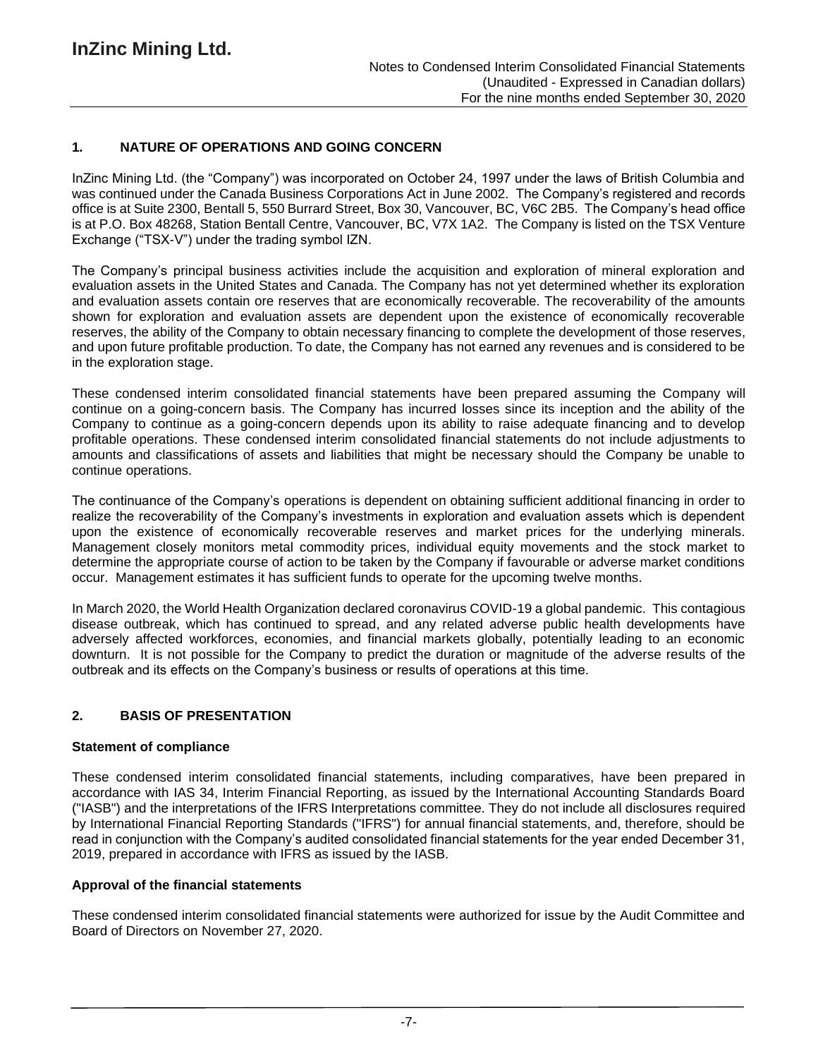## 1. NATURE OF OPERATIONS AND GOING CONCERN

InZinc Mining Ltd. (the "Company") was incorporated on October 24, 1997 under the laws of British Columbia and was continued under the Canada Business Corporations Act in June 2002. The Company's registered and records office is at Suite 2300, Bentall 5, 550 Burrard Street, Box 30, Vancouver, BC, V6C 2B5. The Company's head office is at P.O. Box 48268, Station Bentall Centre, Vancouver, BC, V7X 1A2. The Company is listed on the TSX Venture Exchange ("TSX-V") under the trading symbol IZN.

The Company's principal business activities include the acquisition and exploration of mineral exploration and evaluation assets in the United States and Canada. The Company has not yet determined whether its exploration and evaluation assets contain ore reserves that are economically recoverable. The recoverability of the amounts shown for exploration and evaluation assets are dependent upon the existence of economically recoverable reserves, the ability of the Company to obtain necessary financing to complete the development of those reserves, and upon future profitable production. To date, the Company has not earned any revenues and is considered to be in the exploration stage.

These condensed interim consolidated financial statements have been prepared assuming the Company will continue on a going-concern basis. The Company has incurred losses since its inception and the ability of the Company to continue as a going-concern depends upon its ability to raise adequate financing and to develop profitable operations. These condensed interim consolidated financial statements do not include adjustments to amounts and classifications of assets and liabilities that might be necessary should the Company be unable to continue operations.

The continuance of the Company's operations is dependent on obtaining sufficient additional financing in order to realize the recoverability of the Company's investments in exploration and evaluation assets which is dependent upon the existence of economically recoverable reserves and market prices for the underlying minerals. Management closely monitors metal commodity prices, individual equity movements and the stock market to determine the appropriate course of action to be taken by the Company if favourable or adverse market conditions occur. Management estimates it has sufficient funds to operate for the upcoming twelve months.

In March 2020, the World Health Organization declared coronavirus COVID-19 a global pandemic. This contagious disease outbreak, which has continued to spread, and any related adverse public health developments have adversely affected workforces, economies, and financial markets globally, potentially leading to an economic downturn. It is not possible for the Company to predict the duration or magnitude of the adverse results of the outbreak and its effects on the Company's business or results of operations at this time.

## 2. BASIS OF PRESENTATION

### Statement of compliance

These condensed interim consolidated financial statements, including comparatives, have been prepared in accordance with IAS 34, Interim Financial Reporting, as issued by the International Accounting Standards Board ("IASB") and the interpretations of the IFRS Interpretations committee. They do not include all disclosures required by International Financial Reporting Standards ("IFRS") for annual financial statements, and, therefore, should be read in conjunction with the Company's audited consolidated financial statements for the year ended December 31, 2019, prepared in accordance with IFRS as issued by the IASB.

### Approval of the financial statements

These condensed interim consolidated financial statements were authorized for issue by the Audit Committee and Board of Directors on November 27, 2020.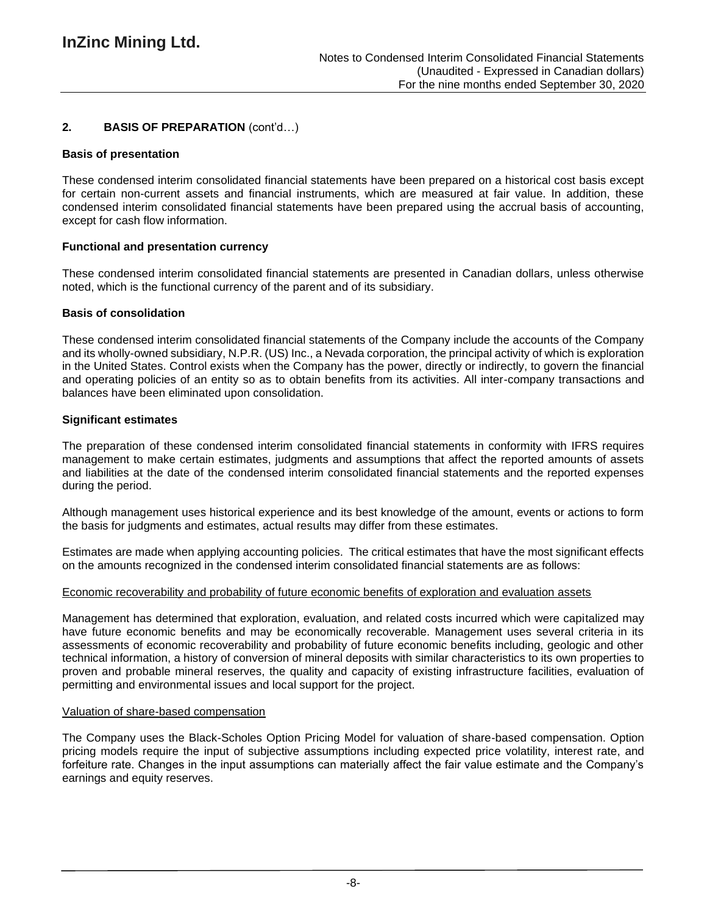## 2. BASIS OF PREPARATION (cont'd…)

### Basis of presentation

These condensed interim consolidated financial statements have been prepared on a historical cost basis except for certain non-current assets and financial instruments, which are measured at fair value. In addition, these condensed interim consolidated financial statements have been prepared using the accrual basis of accounting, except for cash flow information.

### Functional and presentation currency

These condensed interim consolidated financial statements are presented in Canadian dollars, unless otherwise noted, which is the functional currency of the parent and of its subsidiary.

### Basis of consolidation

These condensed interim consolidated financial statements of the Company include the accounts of the Company and its wholly-owned subsidiary, N.P.R. (US) Inc., a Nevada corporation, the principal activity of which is exploration in the United States. Control exists when the Company has the power, directly or indirectly, to govern the financial and operating policies of an entity so as to obtain benefits from its activities. All inter-company transactions and balances have been eliminated upon consolidation.

### Significant estimates

The preparation of these condensed interim consolidated financial statements in conformity with IFRS requires management to make certain estimates, judgments and assumptions that affect the reported amounts of assets and liabilities at the date of the condensed interim consolidated financial statements and the reported expenses during the period.

Although management uses historical experience and its best knowledge of the amount, events or actions to form the basis for judgments and estimates, actual results may differ from these estimates.

Estimates are made when applying accounting policies. The critical estimates that have the most significant effects on the amounts recognized in the condensed interim consolidated financial statements are as follows:

<u>Economic recoverability and probability of future economic benefits of exploration and evaluation assets</u>

Management has determined that exploration, evaluation, and related costs incurred which were capitalized may have future economic benefits and may be economically recoverable. Management uses several criteria in its assessments of economic recoverability and probability of future economic benefits including, geologic and other technical information, a history of conversion of mineral deposits with similar characteristics to its own properties to proven and probable mineral reserves, the quality and capacity of existing infrastructure facilities, evaluation of permitting and environmental issues and local support for the project.

<u>Valuation of share-based compensation</u>

The Company uses the Black-Scholes Option Pricing Model for valuation of share-based compensation. Option pricing models require the input of subjective assumptions including expected price volatility, interest rate, and forfeiture rate. Changes in the input assumptions can materially affect the fair value estimate and the Company's earnings and equity reserves.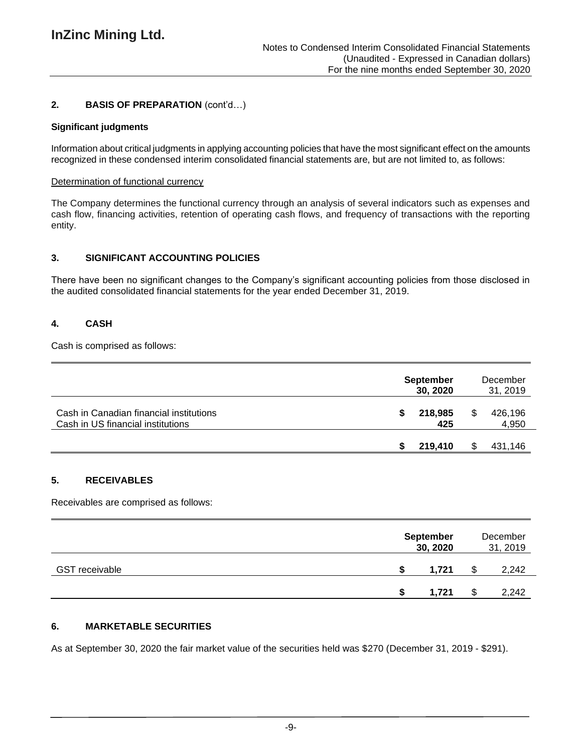## 2. BASIS OF PREPARATION (cont'd…)

### Significant judgments

Information about critical judgments in applying accounting policies that have the most significant effect on the amounts recognized in these condensed interim consolidated financial statements are, but are not limited to, as follows:

Determination of functional currency

The Company determines the functional currency through an analysis of several indicators such as expenses and cash flow, financing activities, retention of operating cash flows, and frequency of transactions with the reporting entity.

## 3. SIGNIFICANT ACCOUNTING POLICIES

There have been no significant changes to the Company's significant accounting policies from those disclosed in the audited consolidated financial statements for the year ended December 31, 2019.

## 4. CASH

Cash is comprised as follows:

| | September 30, 2020 | December 31, 2019 |
|---|---|---|
| Cash in Canadian financial institutions | $ 218,985 | $ 426,196 |
| Cash in US financial institutions | 425 | 4,950 |
| | $ 219,410 | $ 431,146 |

## 5. RECEIVABLES

Receivables are comprised as follows:

| | September 30, 2020 | December 31, 2019 |
|---|---|---|
| GST receivable | $ 1,721 | $ 2,242 |
| | $ 1,721 | $ 2,242 |

## 6. MARKETABLE SECURITIES

As at September 30, 2020 the fair market value of the securities held was $270 (December 31, 2019 - $291).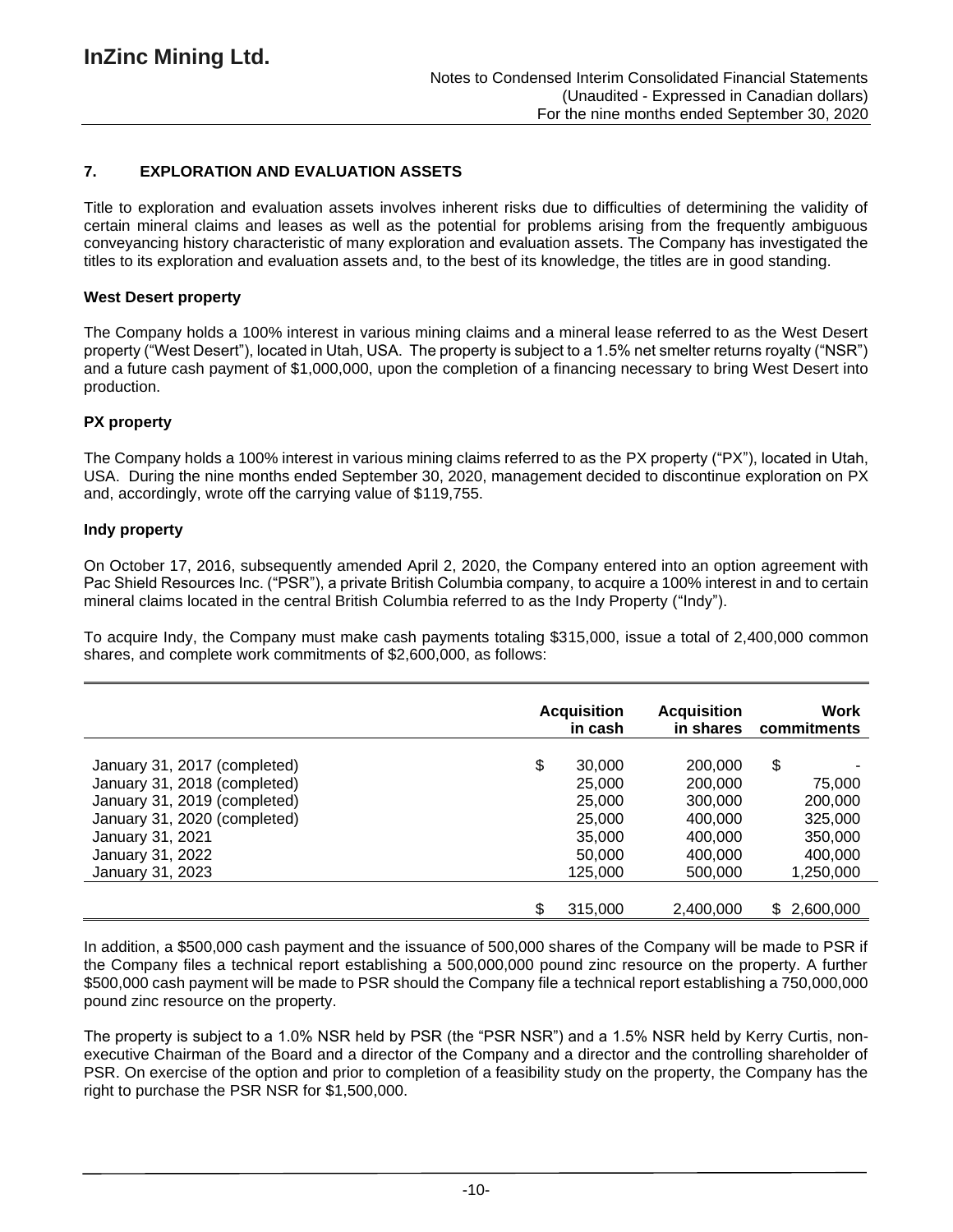## 7. EXPLORATION AND EVALUATION ASSETS

Title to exploration and evaluation assets involves inherent risks due to difficulties of determining the validity of certain mineral claims and leases as well as the potential for problems arising from the frequently ambiguous conveyancing history characteristic of many exploration and evaluation assets. The Company has investigated the titles to its exploration and evaluation assets and, to the best of its knowledge, the titles are in good standing.

### West Desert property

The Company holds a 100% interest in various mining claims and a mineral lease referred to as the West Desert property ("West Desert"), located in Utah, USA. The property is subject to a 1.5% net smelter returns royalty ("NSR") and a future cash payment of $1,000,000, upon the completion of a financing necessary to bring West Desert into production.

### PX property

The Company holds a 100% interest in various mining claims referred to as the PX property ("PX"), located in Utah, USA. During the nine months ended September 30, 2020, management decided to discontinue exploration on PX and, accordingly, wrote off the carrying value of $119,755.

### Indy property

On October 17, 2016, subsequently amended April 2, 2020, the Company entered into an option agreement with Pac Shield Resources Inc. ("PSR"), a private British Columbia company, to acquire a 100% interest in and to certain mineral claims located in the central British Columbia referred to as the Indy Property ("Indy").

To acquire Indy, the Company must make cash payments totaling $315,000, issue a total of 2,400,000 common shares, and complete work commitments of $2,600,000, as follows:

| | Acquisition in cash | Acquisition in shares | Work commitments |
|---|---|---|---|
| January 31, 2017 (completed) | $ 30,000 | 200,000 | $ - |
| January 31, 2018 (completed) | 25,000 | 200,000 | 75,000 |
| January 31, 2019 (completed) | 25,000 | 300,000 | 200,000 |
| January 31, 2020 (completed) | 25,000 | 400,000 | 325,000 |
| January 31, 2021 | 35,000 | 400,000 | 350,000 |
| January 31, 2022 | 50,000 | 400,000 | 400,000 |
| January 31, 2023 | 125,000 | 500,000 | 1,250,000 |
| | $ 315,000 | 2,400,000 | $ 2,600,000 |

In addition, a $500,000 cash payment and the issuance of 500,000 shares of the Company will be made to PSR if the Company files a technical report establishing a 500,000,000 pound zinc resource on the property. A further $500,000 cash payment will be made to PSR should the Company file a technical report establishing a 750,000,000 pound zinc resource on the property.

The property is subject to a 1.0% NSR held by PSR (the "PSR NSR") and a 1.5% NSR held by Kerry Curtis, non-executive Chairman of the Board and a director of the Company and a director and the controlling shareholder of PSR. On exercise of the option and prior to completion of a feasibility study on the property, the Company has the right to purchase the PSR NSR for $1,500,000.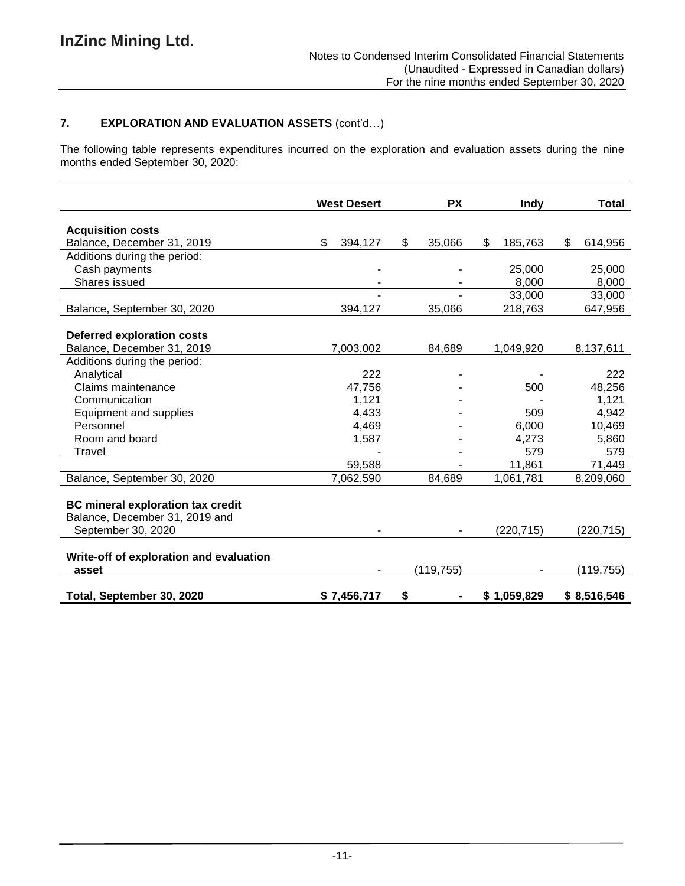## 7. EXPLORATION AND EVALUATION ASSETS (cont'd…)

The following table represents expenditures incurred on the exploration and evaluation assets during the nine months ended September 30, 2020:

| | West Desert | PX | Indy | Total |
|---|---|---|---|---|
| **Acquisition costs** | | | | |
| Balance, December 31, 2019 | $ 394,127 | $ 35,066 | $ 185,763 | $ 614,956 |
| Additions during the period: | | | | |
| Cash payments | - | - | 25,000 | 25,000 |
| Shares issued | - | - | 8,000 | 8,000 |
| | - | - | 33,000 | 33,000 |
| Balance, September 30, 2020 | 394,127 | 35,066 | 218,763 | 647,956 |
| **Deferred exploration costs** | | | | |
| Balance, December 31, 2019 | 7,003,002 | 84,689 | 1,049,920 | 8,137,611 |
| Additions during the period: | | | | |
| Analytical | 222 | - | - | 222 |
| Claims maintenance | 47,756 | - | 500 | 48,256 |
| Communication | 1,121 | - | - | 1,121 |
| Equipment and supplies | 4,433 | - | 509 | 4,942 |
| Personnel | 4,469 | - | 6,000 | 10,469 |
| Room and board | 1,587 | - | 4,273 | 5,860 |
| Travel | - | - | 579 | 579 |
| | 59,588 | - | 11,861 | 71,449 |
| Balance, September 30, 2020 | 7,062,590 | 84,689 | 1,061,781 | 8,209,060 |
| **BC mineral exploration tax credit** | | | | |
| Balance, December 31, 2019 and September 30, 2020 | - | - | (220,715) | (220,715) |
| **Write-off of exploration and evaluation asset** | - | (119,755) | - | (119,755) |
| **Total, September 30, 2020** | **$ 7,456,717** | **$ -** | **$ 1,059,829** | **$ 8,516,546** |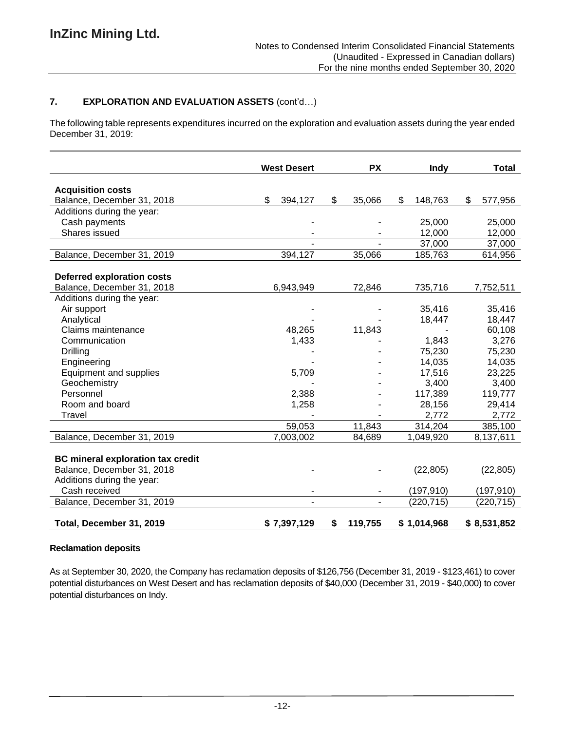## 7. EXPLORATION AND EVALUATION ASSETS (cont'd…)

The following table represents expenditures incurred on the exploration and evaluation assets during the year ended December 31, 2019:

| | West Desert | PX | Indy | Total |
|---|---|---|---|---|
| **Acquisition costs** | | | | |
| Balance, December 31, 2018 | $ 394,127 | $ 35,066 | $ 148,763 | $ 577,956 |
| Additions during the year: | | | | |
| Cash payments | - | - | 25,000 | 25,000 |
| Shares issued | - | - | 12,000 | 12,000 |
| | - | - | 37,000 | 37,000 |
| Balance, December 31, 2019 | 394,127 | 35,066 | 185,763 | 614,956 |
| **Deferred exploration costs** | | | | |
| Balance, December 31, 2018 | 6,943,949 | 72,846 | 735,716 | 7,752,511 |
| Additions during the year: | | | | |
| Air support | - | - | 35,416 | 35,416 |
| Analytical | - | - | 18,447 | 18,447 |
| Claims maintenance | 48,265 | 11,843 | - | 60,108 |
| Communication | 1,433 | - | 1,843 | 3,276 |
| Drilling | - | - | 75,230 | 75,230 |
| Engineering | - | - | 14,035 | 14,035 |
| Equipment and supplies | 5,709 | - | 17,516 | 23,225 |
| Geochemistry | - | - | 3,400 | 3,400 |
| Personnel | 2,388 | - | 117,389 | 119,777 |
| Room and board | 1,258 | - | 28,156 | 29,414 |
| Travel | - | - | 2,772 | 2,772 |
| | 59,053 | 11,843 | 314,204 | 385,100 |
| Balance, December 31, 2019 | 7,003,002 | 84,689 | 1,049,920 | 8,137,611 |
| **BC mineral exploration tax credit** | | | | |
| Balance, December 31, 2018 | - | - | (22,805) | (22,805) |
| Additions during the year: | | | | |
| Cash received | - | - | (197,910) | (197,910) |
| Balance, December 31, 2019 | - | - | (220,715) | (220,715) |
| **Total, December 31, 2019** | **$ 7,397,129** | **$ 119,755** | **$ 1,014,968** | **$ 8,531,852** |

**Reclamation deposits**

As at September 30, 2020, the Company has reclamation deposits of $126,756 (December 31, 2019 - $123,461) to cover potential disturbances on West Desert and has reclamation deposits of $40,000 (December 31, 2019 - $40,000) to cover potential disturbances on Indy.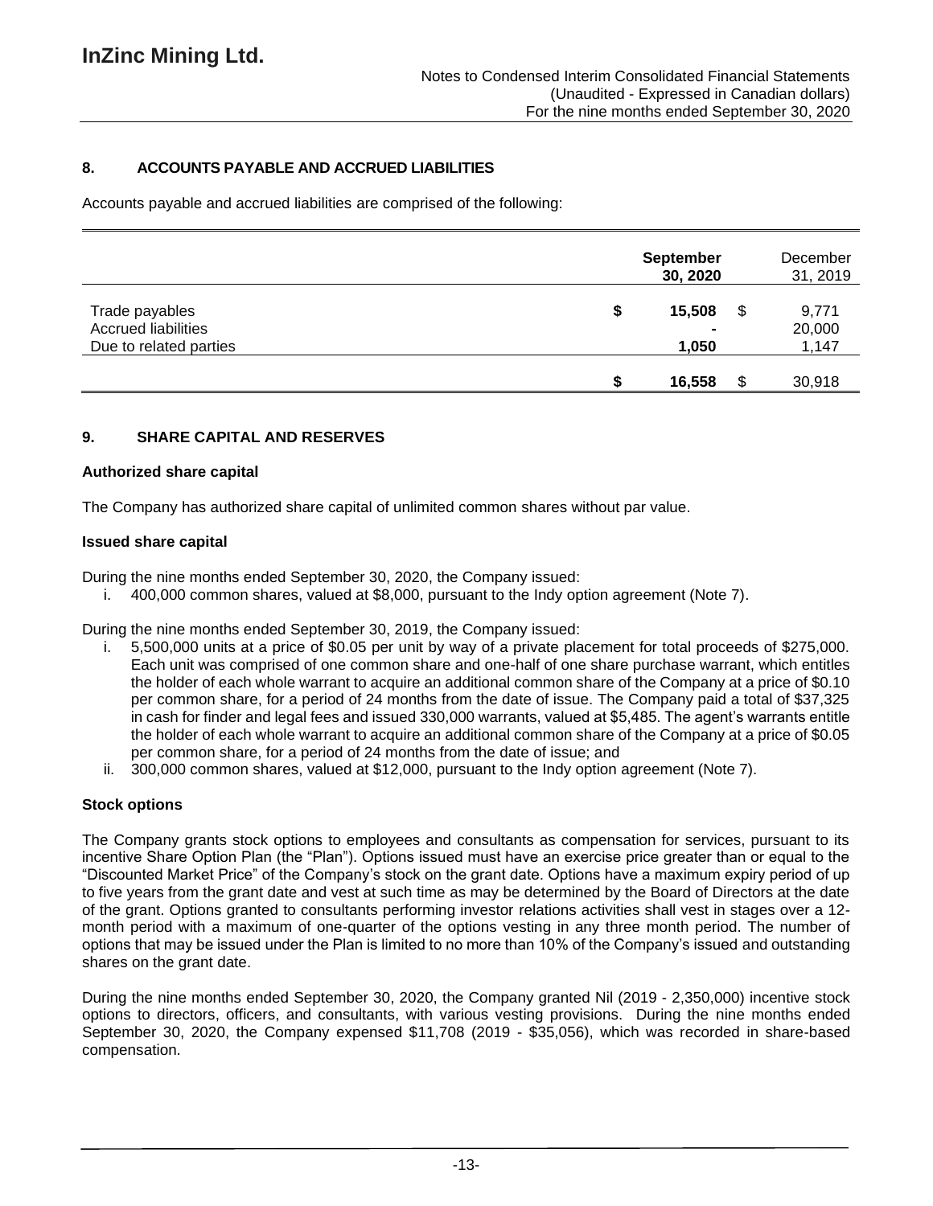## 8. ACCOUNTS PAYABLE AND ACCRUED LIABILITIES

Accounts payable and accrued liabilities are comprised of the following:

| | September 30, 2020 | December 31, 2019 |
|---|---|---|
| Trade payables | $ 15,508 | $ 9,771 |
| Accrued liabilities | - | 20,000 |
| Due to related parties | 1,050 | 1,147 |
| | $ 16,558 | $ 30,918 |

## 9. SHARE CAPITAL AND RESERVES

### Authorized share capital

The Company has authorized share capital of unlimited common shares without par value.

### Issued share capital

During the nine months ended September 30, 2020, the Company issued:

i. 400,000 common shares, valued at $8,000, pursuant to the Indy option agreement (Note 7).

During the nine months ended September 30, 2019, the Company issued:

i. 5,500,000 units at a price of $0.05 per unit by way of a private placement for total proceeds of $275,000. Each unit was comprised of one common share and one-half of one share purchase warrant, which entitles the holder of each whole warrant to acquire an additional common share of the Company at a price of $0.10 per common share, for a period of 24 months from the date of issue. The Company paid a total of $37,325 in cash for finder and legal fees and issued 330,000 warrants, valued at $5,485. The agent's warrants entitle the holder of each whole warrant to acquire an additional common share of the Company at a price of $0.05 per common share, for a period of 24 months from the date of issue; and
ii. 300,000 common shares, valued at $12,000, pursuant to the Indy option agreement (Note 7).

### Stock options

The Company grants stock options to employees and consultants as compensation for services, pursuant to its incentive Share Option Plan (the "Plan"). Options issued must have an exercise price greater than or equal to the "Discounted Market Price" of the Company's stock on the grant date. Options have a maximum expiry period of up to five years from the grant date and vest at such time as may be determined by the Board of Directors at the date of the grant. Options granted to consultants performing investor relations activities shall vest in stages over a 12-month period with a maximum of one-quarter of the options vesting in any three month period. The number of options that may be issued under the Plan is limited to no more than 10% of the Company's issued and outstanding shares on the grant date.

During the nine months ended September 30, 2020, the Company granted Nil (2019 - 2,350,000) incentive stock options to directors, officers, and consultants, with various vesting provisions. During the nine months ended September 30, 2020, the Company expensed $11,708 (2019 - $35,056), which was recorded in share-based compensation.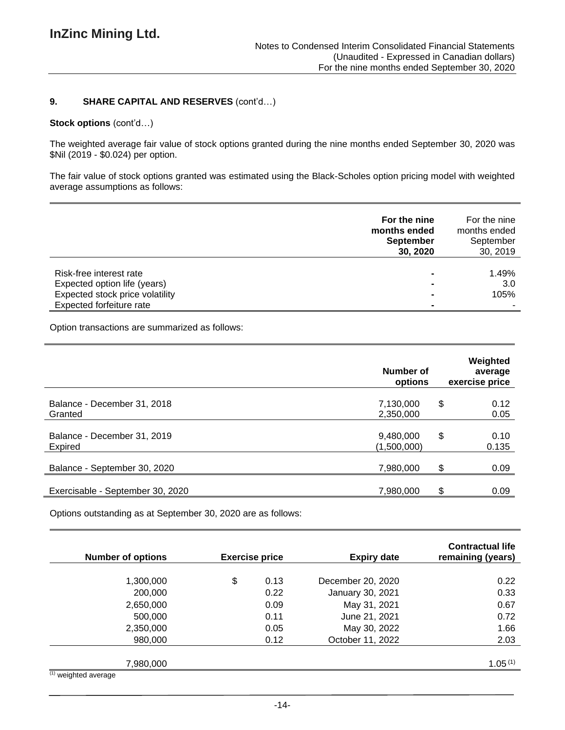## 9. SHARE CAPITAL AND RESERVES (cont'd…)

**Stock options** (cont'd…)

The weighted average fair value of stock options granted during the nine months ended September 30, 2020 was $Nil (2019 - $0.024) per option.

The fair value of stock options granted was estimated using the Black-Scholes option pricing model with weighted average assumptions as follows:

| | **For the nine months ended September 30, 2020** | For the nine months ended September 30, 2019 |
|---|---|---|
| Risk-free interest rate | **-** | 1.49% |
| Expected option life (years) | **-** | 3.0 |
| Expected stock price volatility | **-** | 105% |
| Expected forfeiture rate | **-** | - |

Option transactions are summarized as follows:

| | **Number of options** | **Weighted average exercise price** |
|---|---|---|
| Balance - December 31, 2018 | 7,130,000 | $ 0.12 |
| Granted | 2,350,000 | 0.05 |
| Balance - December 31, 2019 | 9,480,000 | $ 0.10 |
| Expired | (1,500,000) | 0.135 |
| Balance - September 30, 2020 | 7,980,000 | $ 0.09 |
| Exercisable - September 30, 2020 | 7,980,000 | $ 0.09 |

Options outstanding as at September 30, 2020 are as follows:

| **Number of options** | **Exercise price** | **Expiry date** | **Contractual life remaining (years)** |
|---|---|---|---|
| 1,300,000 | $ 0.13 | December 20, 2020 | 0.22 |
| 200,000 | 0.22 | January 30, 2021 | 0.33 |
| 2,650,000 | 0.09 | May 31, 2021 | 0.67 |
| 500,000 | 0.11 | June 21, 2021 | 0.72 |
| 2,350,000 | 0.05 | May 30, 2022 | 1.66 |
| 980,000 | 0.12 | October 11, 2022 | 2.03 |
| 7,980,000 | | | 1.05 [(1)] |

(1) weighted average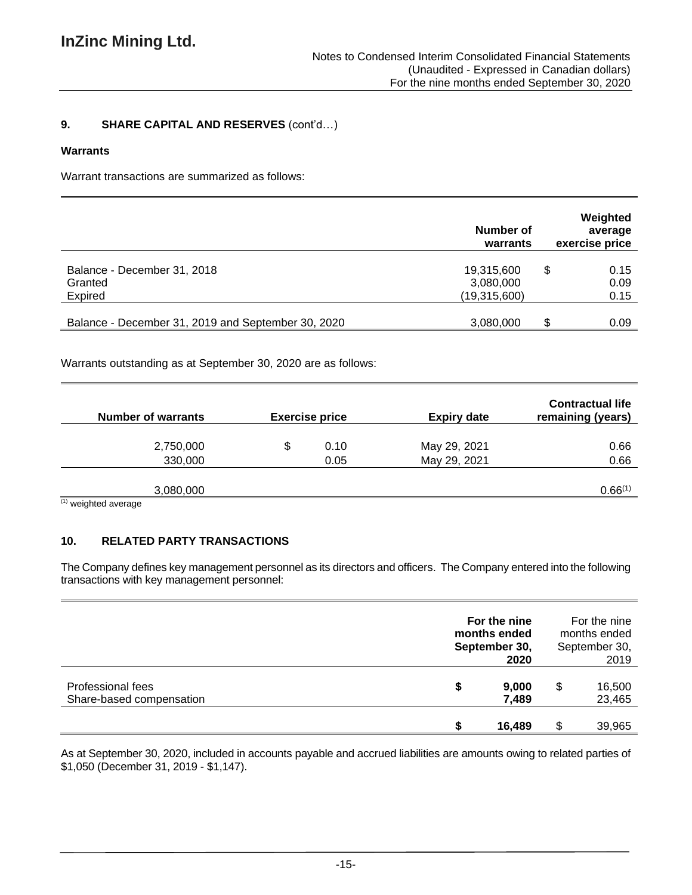## 9. SHARE CAPITAL AND RESERVES (cont'd…)

### Warrants

Warrant transactions are summarized as follows:

| | Number of warrants | Weighted average exercise price |
|---|---|---|
| Balance - December 31, 2018 | 19,315,600 | $ 0.15 |
| Granted | 3,080,000 | 0.09 |
| Expired | (19,315,600) | 0.15 |
| Balance - December 31, 2019 and September 30, 2020 | 3,080,000 | $ 0.09 |

Warrants outstanding as at September 30, 2020 are as follows:

| Number of warrants | Exercise price | Expiry date | Contractual life remaining (years) |
|---|---|---|---|
| 2,750,000 | $ 0.10 | May 29, 2021 | 0.66 |
| 330,000 | 0.05 | May 29, 2021 | 0.66 |
| 3,080,000 | | | 0.66[(1)] |

(1) weighted average

## 10. RELATED PARTY TRANSACTIONS

The Company defines key management personnel as its directors and officers. The Company entered into the following transactions with key management personnel:

| | For the nine months ended September 30, 2020 | For the nine months ended September 30, 2019 |
|---|---|---|
| Professional fees | $ 9,000 | $ 16,500 |
| Share-based compensation | 7,489 | 23,465 |
| | $ 16,489 | $ 39,965 |

As at September 30, 2020, included in accounts payable and accrued liabilities are amounts owing to related parties of $1,050 (December 31, 2019 - $1,147).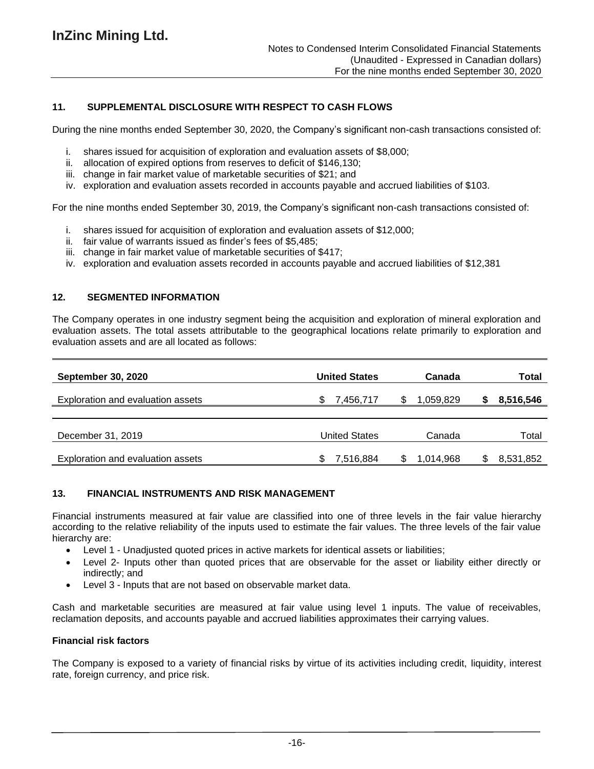## 11. SUPPLEMENTAL DISCLOSURE WITH RESPECT TO CASH FLOWS

During the nine months ended September 30, 2020, the Company's significant non-cash transactions consisted of:

i. shares issued for acquisition of exploration and evaluation assets of $8,000;
ii. allocation of expired options from reserves to deficit of $146,130;
iii. change in fair market value of marketable securities of $21; and
iv. exploration and evaluation assets recorded in accounts payable and accrued liabilities of $103.

For the nine months ended September 30, 2019, the Company's significant non-cash transactions consisted of:

i. shares issued for acquisition of exploration and evaluation assets of $12,000;
ii. fair value of warrants issued as finder's fees of $5,485;
iii. change in fair market value of marketable securities of $417;
iv. exploration and evaluation assets recorded in accounts payable and accrued liabilities of $12,381

## 12. SEGMENTED INFORMATION

The Company operates in one industry segment being the acquisition and exploration of mineral exploration and evaluation assets. The total assets attributable to the geographical locations relate primarily to exploration and evaluation assets and are all located as follows:

| **September 30, 2020** | **United States** | **Canada** | **Total** |
|---|---|---|---|
| Exploration and evaluation assets | $ 7,456,717 | $ 1,059,829 | **$ 8,516,546** |

| December 31, 2019 | United States | Canada | Total |
|---|---|---|---|
| Exploration and evaluation assets | $ 7,516,884 | $ 1,014,968 | $ 8,531,852 |

## 13. FINANCIAL INSTRUMENTS AND RISK MANAGEMENT

Financial instruments measured at fair value are classified into one of three levels in the fair value hierarchy according to the relative reliability of the inputs used to estimate the fair values. The three levels of the fair value hierarchy are:

- Level 1 - Unadjusted quoted prices in active markets for identical assets or liabilities;
- Level 2- Inputs other than quoted prices that are observable for the asset or liability either directly or indirectly; and
- Level 3 - Inputs that are not based on observable market data.

Cash and marketable securities are measured at fair value using level 1 inputs. The value of receivables, reclamation deposits, and accounts payable and accrued liabilities approximates their carrying values.

**Financial risk factors**

The Company is exposed to a variety of financial risks by virtue of its activities including credit, liquidity, interest rate, foreign currency, and price risk.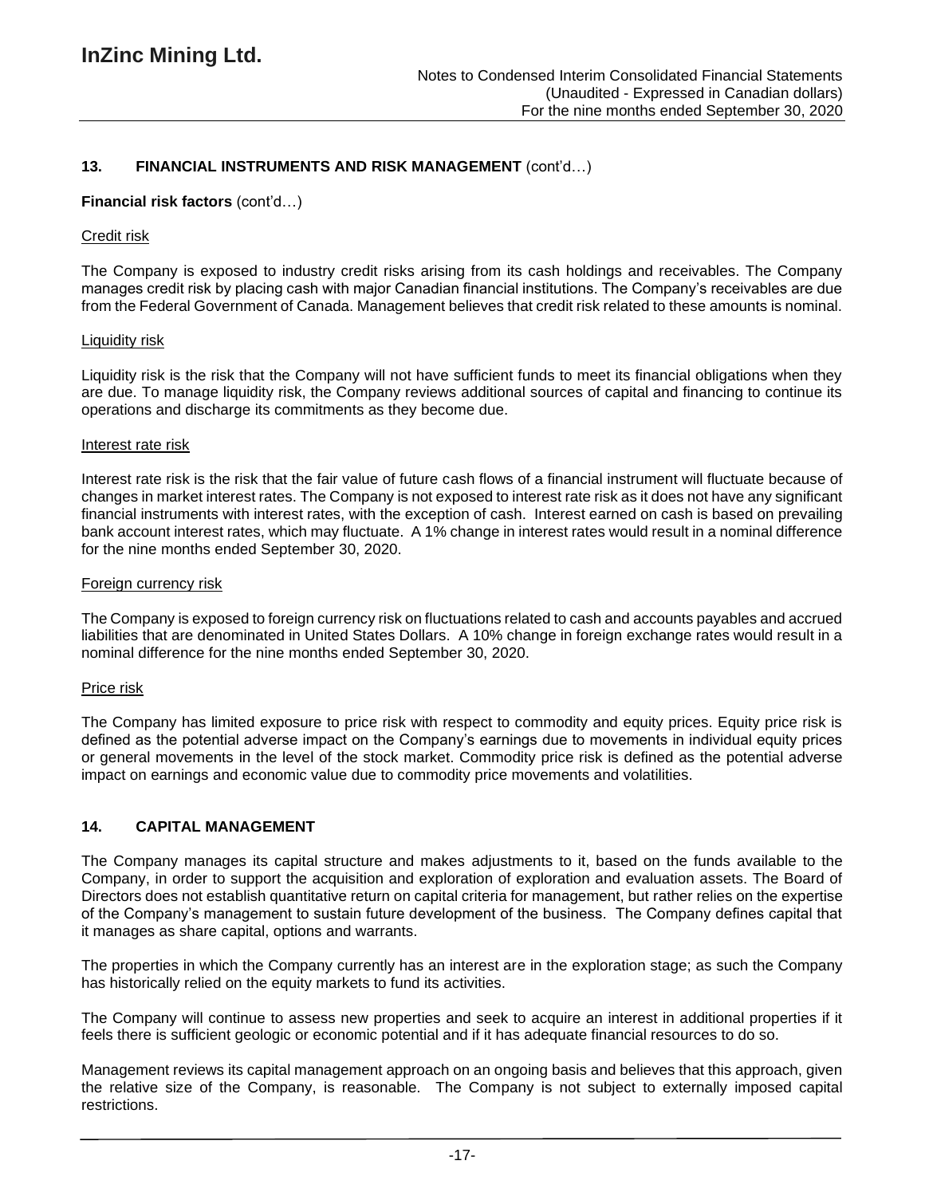## 13. FINANCIAL INSTRUMENTS AND RISK MANAGEMENT (cont'd…)

**Financial risk factors** (cont'd…)

Credit risk

The Company is exposed to industry credit risks arising from its cash holdings and receivables. The Company manages credit risk by placing cash with major Canadian financial institutions. The Company's receivables are due from the Federal Government of Canada. Management believes that credit risk related to these amounts is nominal.

Liquidity risk

Liquidity risk is the risk that the Company will not have sufficient funds to meet its financial obligations when they are due. To manage liquidity risk, the Company reviews additional sources of capital and financing to continue its operations and discharge its commitments as they become due.

Interest rate risk

Interest rate risk is the risk that the fair value of future cash flows of a financial instrument will fluctuate because of changes in market interest rates. The Company is not exposed to interest rate risk as it does not have any significant financial instruments with interest rates, with the exception of cash. Interest earned on cash is based on prevailing bank account interest rates, which may fluctuate. A 1% change in interest rates would result in a nominal difference for the nine months ended September 30, 2020.

Foreign currency risk

The Company is exposed to foreign currency risk on fluctuations related to cash and accounts payables and accrued liabilities that are denominated in United States Dollars. A 10% change in foreign exchange rates would result in a nominal difference for the nine months ended September 30, 2020.

Price risk

The Company has limited exposure to price risk with respect to commodity and equity prices. Equity price risk is defined as the potential adverse impact on the Company's earnings due to movements in individual equity prices or general movements in the level of the stock market. Commodity price risk is defined as the potential adverse impact on earnings and economic value due to commodity price movements and volatilities.

## 14. CAPITAL MANAGEMENT

The Company manages its capital structure and makes adjustments to it, based on the funds available to the Company, in order to support the acquisition and exploration of exploration and evaluation assets. The Board of Directors does not establish quantitative return on capital criteria for management, but rather relies on the expertise of the Company's management to sustain future development of the business. The Company defines capital that it manages as share capital, options and warrants.

The properties in which the Company currently has an interest are in the exploration stage; as such the Company has historically relied on the equity markets to fund its activities.

The Company will continue to assess new properties and seek to acquire an interest in additional properties if it feels there is sufficient geologic or economic potential and if it has adequate financial resources to do so.

Management reviews its capital management approach on an ongoing basis and believes that this approach, given the relative size of the Company, is reasonable. The Company is not subject to externally imposed capital restrictions.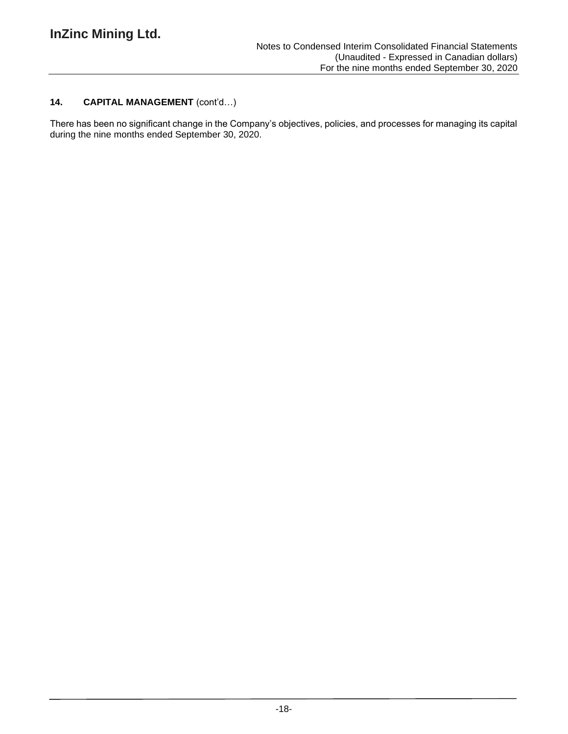## 14. CAPITAL MANAGEMENT (cont'd…)

There has been no significant change in the Company's objectives, policies, and processes for managing its capital during the nine months ended September 30, 2020.